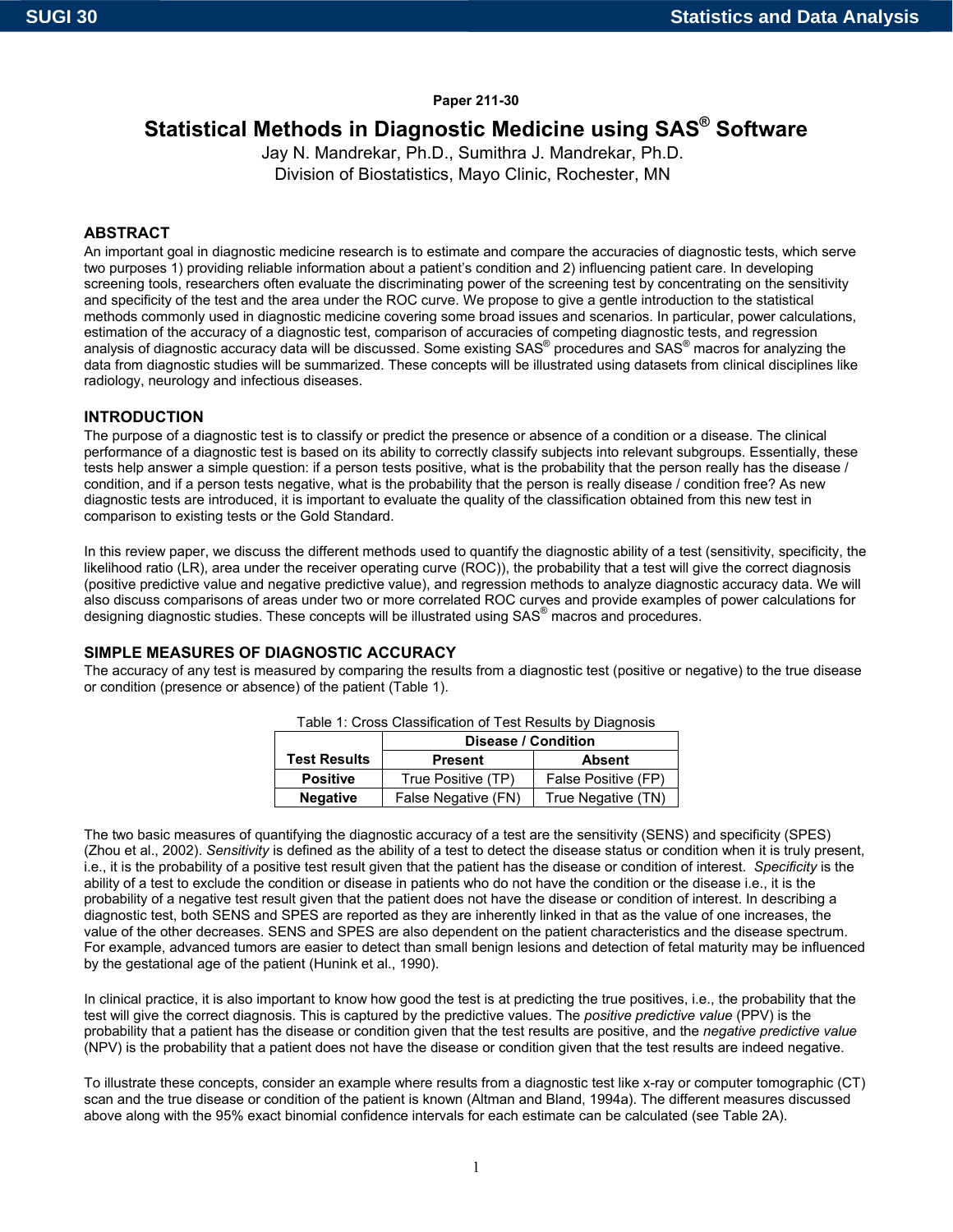Paper 211-30

# Statistical Methods in Diagnostic Medicine using SAS® Software

Jay N. Mandrekar, Ph.D., Sumithra J. Mandrekar, Ph.D.
Division of Biostatistics, Mayo Clinic, Rochester, MN

## ABSTRACT

An important goal in diagnostic medicine research is to estimate and compare the accuracies of diagnostic tests, which serve two purposes 1) providing reliable information about a patient's condition and 2) influencing patient care. In developing screening tools, researchers often evaluate the discriminating power of the screening test by concentrating on the sensitivity and specificity of the test and the area under the ROC curve. We propose to give a gentle introduction to the statistical methods commonly used in diagnostic medicine covering some broad issues and scenarios. In particular, power calculations, estimation of the accuracy of a diagnostic test, comparison of accuracies of competing diagnostic tests, and regression analysis of diagnostic accuracy data will be discussed. Some existing SAS® procedures and SAS® macros for analyzing the data from diagnostic studies will be summarized. These concepts will be illustrated using datasets from clinical disciplines like radiology, neurology and infectious diseases.

## INTRODUCTION

The purpose of a diagnostic test is to classify or predict the presence or absence of a condition or a disease. The clinical performance of a diagnostic test is based on its ability to correctly classify subjects into relevant subgroups. Essentially, these tests help answer a simple question: if a person tests positive, what is the probability that the person really has the disease / condition, and if a person tests negative, what is the probability that the person is really disease / condition free? As new diagnostic tests are introduced, it is important to evaluate the quality of the classification obtained from this new test in comparison to existing tests or the Gold Standard.

In this review paper, we discuss the different methods used to quantify the diagnostic ability of a test (sensitivity, specificity, the likelihood ratio (LR), area under the receiver operating curve (ROC)), the probability that a test will give the correct diagnosis (positive predictive value and negative predictive value), and regression methods to analyze diagnostic accuracy data. We will also discuss comparisons of areas under two or more correlated ROC curves and provide examples of power calculations for designing diagnostic studies. These concepts will be illustrated using SAS® macros and procedures.

## SIMPLE MEASURES OF DIAGNOSTIC ACCURACY

The accuracy of any test is measured by comparing the results from a diagnostic test (positive or negative) to the true disease or condition (presence or absence) of the patient (Table 1).

Table 1: Cross Classification of Test Results by Diagnosis

| | Disease / Condition | |
|---|---|---|
| **Test Results** | **Present** | **Absent** |
| **Positive** | True Positive (TP) | False Positive (FP) |
| **Negative** | False Negative (FN) | True Negative (TN) |

The two basic measures of quantifying the diagnostic accuracy of a test are the sensitivity (SENS) and specificity (SPES) (Zhou et al., 2002). *Sensitivity* is defined as the ability of a test to detect the disease status or condition when it is truly present, i.e., it is the probability of a positive test result given that the patient has the disease or condition of interest. *Specificity* is the ability of a test to exclude the condition or disease in patients who do not have the condition or the disease i.e., it is the probability of a negative test result given that the patient does not have the disease or condition of interest. In describing a diagnostic test, both SENS and SPES are reported as they are inherently linked in that as the value of one increases, the value of the other decreases. SENS and SPES are also dependent on the patient characteristics and the disease spectrum. For example, advanced tumors are easier to detect than small benign lesions and detection of fetal maturity may be influenced by the gestational age of the patient (Hunink et al., 1990).

In clinical practice, it is also important to know how good the test is at predicting the true positives, i.e., the probability that the test will give the correct diagnosis. This is captured by the predictive values. The *positive predictive value* (PPV) is the probability that a patient has the disease or condition given that the test results are positive, and the *negative predictive value* (NPV) is the probability that a patient does not have the disease or condition given that the test results are indeed negative.

To illustrate these concepts, consider an example where results from a diagnostic test like x-ray or computer tomographic (CT) scan and the true disease or condition of the patient is known (Altman and Bland, 1994a). The different measures discussed above along with the 95% exact binomial confidence intervals for each estimate can be calculated (see Table 2A).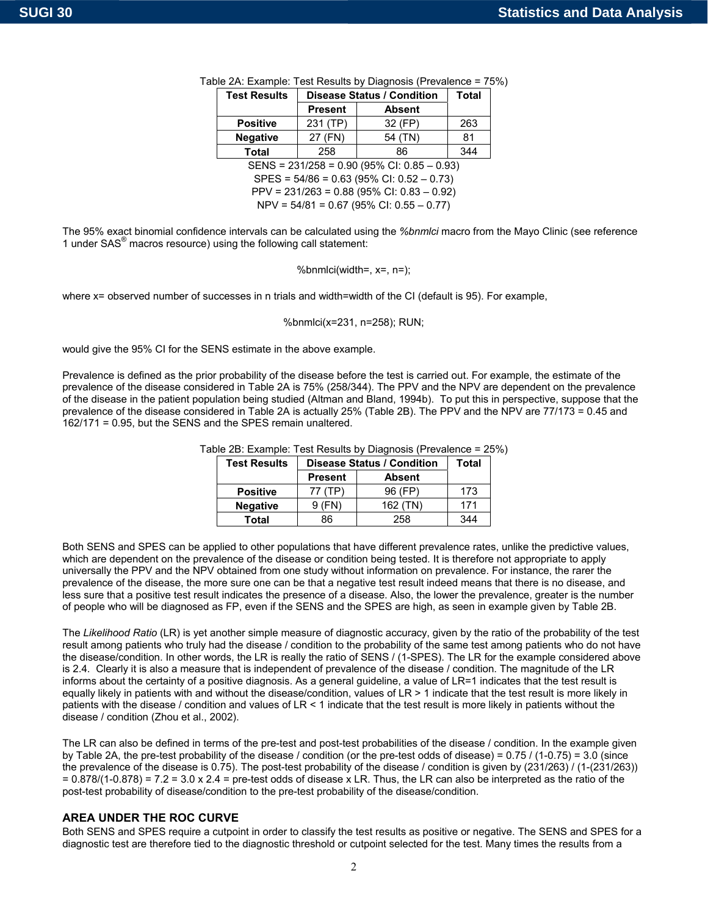Table 2A: Example: Test Results by Diagnosis (Prevalence = 75%)

| Test Results | Disease Status / Condition | | Total |
|---|---|---|---|
| | Present | Absent | |
| **Positive** | 231 (TP) | 32 (FP) | 263 |
| **Negative** | 27 (FN) | 54 (TN) | 81 |
| **Total** | 258 | 86 | 344 |

SENS = 231/258 = 0.90 (95% CI: 0.85 – 0.93)
SPES = 54/86 = 0.63 (95% CI: 0.52 – 0.73)
PPV = 231/263 = 0.88 (95% CI: 0.83 – 0.92)
NPV = 54/81 = 0.67 (95% CI: 0.55 – 0.77)

The 95% exact binomial confidence intervals can be calculated using the *%bnmlci* macro from the Mayo Clinic (see reference 1 under SAS® macros resource) using the following call statement:

```
%bnmlci(width=, x=, n=);
```

where x= observed number of successes in n trials and width=width of the CI (default is 95). For example,

```
%bnmlci(x=231, n=258); RUN;
```

would give the 95% CI for the SENS estimate in the above example.

Prevalence is defined as the prior probability of the disease before the test is carried out. For example, the estimate of the prevalence of the disease considered in Table 2A is 75% (258/344). The PPV and the NPV are dependent on the prevalence of the disease in the patient population being studied (Altman and Bland, 1994b). To put this in perspective, suppose that the prevalence of the disease considered in Table 2A is actually 25% (Table 2B). The PPV and the NPV are 77/173 = 0.45 and 162/171 = 0.95, but the SENS and the SPES remain unaltered.

Table 2B: Example: Test Results by Diagnosis (Prevalence = 25%)

| Test Results | Disease Status / Condition | | Total |
|---|---|---|---|
| | Present | Absent | |
| **Positive** | 77 (TP) | 96 (FP) | 173 |
| **Negative** | 9 (FN) | 162 (TN) | 171 |
| **Total** | 86 | 258 | 344 |

Both SENS and SPES can be applied to other populations that have different prevalence rates, unlike the predictive values, which are dependent on the prevalence of the disease or condition being tested. It is therefore not appropriate to apply universally the PPV and the NPV obtained from one study without information on prevalence. For instance, the rarer the prevalence of the disease, the more sure one can be that a negative test result indeed means that there is no disease, and less sure that a positive test result indicates the presence of a disease. Also, the lower the prevalence, greater is the number of people who will be diagnosed as FP, even if the SENS and the SPES are high, as seen in example given by Table 2B.

The *Likelihood Ratio* (LR) is yet another simple measure of diagnostic accuracy, given by the ratio of the probability of the test result among patients who truly had the disease / condition to the probability of the same test among patients who do not have the disease/condition. In other words, the LR is really the ratio of SENS / (1-SPES). The LR for the example considered above is 2.4. Clearly it is also a measure that is independent of prevalence of the disease / condition. The magnitude of the LR informs about the certainty of a positive diagnosis. As a general guideline, a value of LR=1 indicates that the test result is equally likely in patients with and without the disease/condition, values of LR > 1 indicate that the test result is more likely in patients with the disease / condition and values of LR < 1 indicate that the test result is more likely in patients without the disease / condition (Zhou et al., 2002).

The LR can also be defined in terms of the pre-test and post-test probabilities of the disease / condition. In the example given by Table 2A, the pre-test probability of the disease / condition (or the pre-test odds of disease) = 0.75 / (1-0.75) = 3.0 (since the prevalence of the disease is 0.75). The post-test probability of the disease / condition is given by (231/263) / (1-(231/263)) = 0.878/(1-0.878) = 7.2 = 3.0 x 2.4 = pre-test odds of disease x LR. Thus, the LR can also be interpreted as the ratio of the post-test probability of disease/condition to the pre-test probability of the disease/condition.

## AREA UNDER THE ROC CURVE

Both SENS and SPES require a cutpoint in order to classify the test results as positive or negative. The SENS and SPES for a diagnostic test are therefore tied to the diagnostic threshold or cutpoint selected for the test. Many times the results from a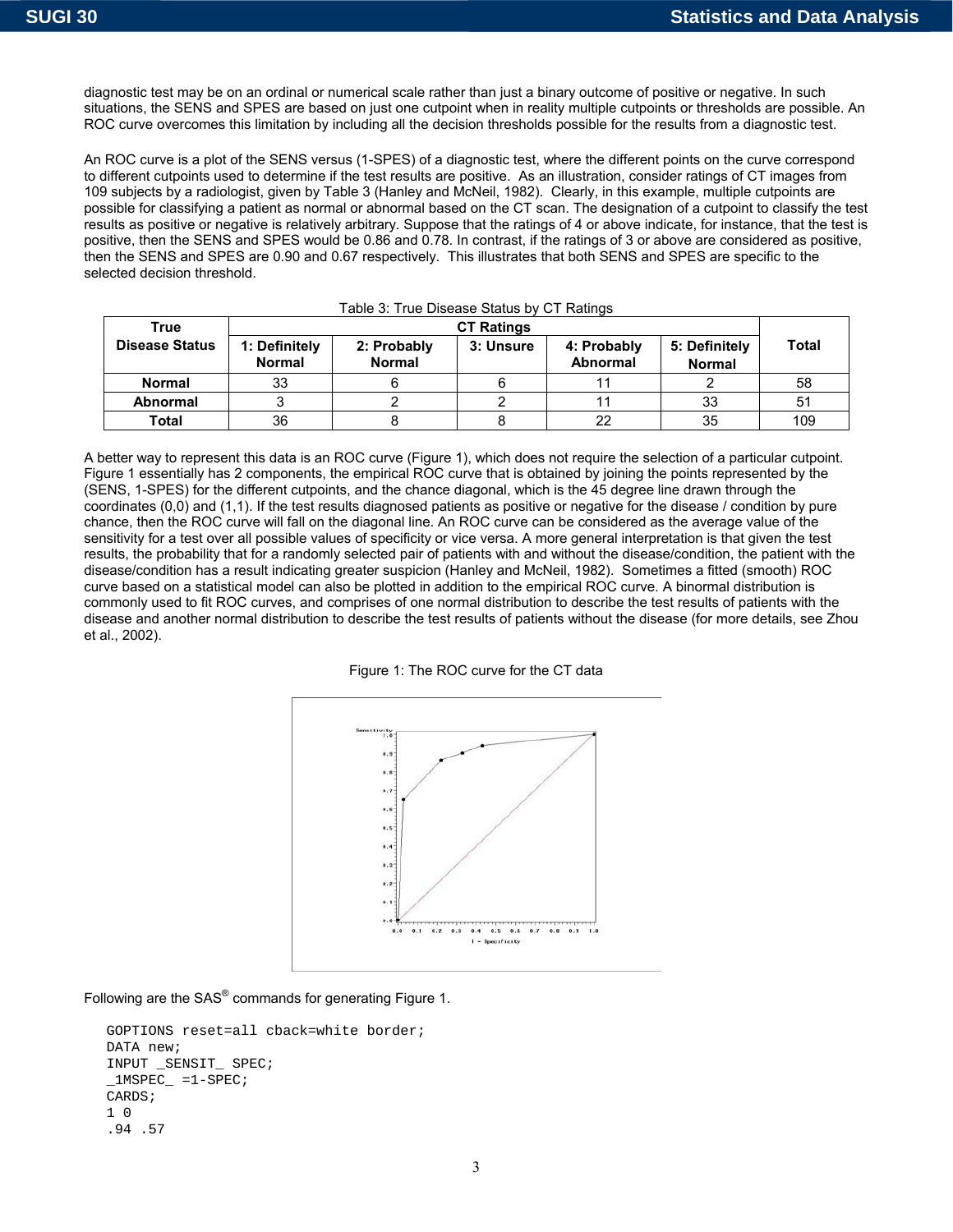diagnostic test may be on an ordinal or numerical scale rather than just a binary outcome of positive or negative. In such situations, the SENS and SPES are based on just one cutpoint when in reality multiple cutpoints or thresholds are possible. An ROC curve overcomes this limitation by including all the decision thresholds possible for the results from a diagnostic test.

An ROC curve is a plot of the SENS versus (1-SPES) of a diagnostic test, where the different points on the curve correspond to different cutpoints used to determine if the test results are positive. As an illustration, consider ratings of CT images from 109 subjects by a radiologist, given by Table 3 (Hanley and McNeil, 1982). Clearly, in this example, multiple cutpoints are possible for classifying a patient as normal or abnormal based on the CT scan. The designation of a cutpoint to classify the test results as positive or negative is relatively arbitrary. Suppose that the ratings of 4 or above indicate, for instance, that the test is positive, then the SENS and SPES would be 0.86 and 0.78. In contrast, if the ratings of 3 or above are considered as positive, then the SENS and SPES are 0.90 and 0.67 respectively. This illustrates that both SENS and SPES are specific to the selected decision threshold.

Table 3: True Disease Status by CT Ratings

| True Disease Status | CT Ratings | | | | | Total |
|---|---|---|---|---|---|---|
| | 1: Definitely Normal | 2: Probably Normal | 3: Unsure | 4: Probably Abnormal | 5: Definitely Normal | |
| **Normal** | 33 | 6 | 6 | 11 | 2 | 58 |
| **Abnormal** | 3 | 2 | 2 | 11 | 33 | 51 |
| **Total** | 36 | 8 | 8 | 22 | 35 | 109 |

A better way to represent this data is an ROC curve (Figure 1), which does not require the selection of a particular cutpoint. Figure 1 essentially has 2 components, the empirical ROC curve that is obtained by joining the points represented by the (SENS, 1-SPES) for the different cutpoints, and the chance diagonal, which is the 45 degree line drawn through the coordinates (0,0) and (1,1). If the test results diagnosed patients as positive or negative for the disease / condition by pure chance, then the ROC curve will fall on the diagonal line. An ROC curve can be considered as the average value of the sensitivity for a test over all possible values of specificity or vice versa. A more general interpretation is that given the test results, the probability that for a randomly selected pair of patients with and without the disease/condition, the patient with the disease/condition has a result indicating greater suspicion (Hanley and McNeil, 1982). Sometimes a fitted (smooth) ROC curve based on a statistical model can also be plotted in addition to the empirical ROC curve. A binormal distribution is commonly used to fit ROC curves, and comprises of one normal distribution to describe the test results of patients with the disease and another normal distribution to describe the test results of patients without the disease (for more details, see Zhou et al., 2002).

Figure 1: The ROC curve for the CT data

Following are the SAS® commands for generating Figure 1.

```
GOPTIONS reset=all cback=white border;
DATA new;
INPUT _SENSIT_ SPEC;
_1MSPEC_ =1-SPEC;
CARDS;
1 0
.94 .57
```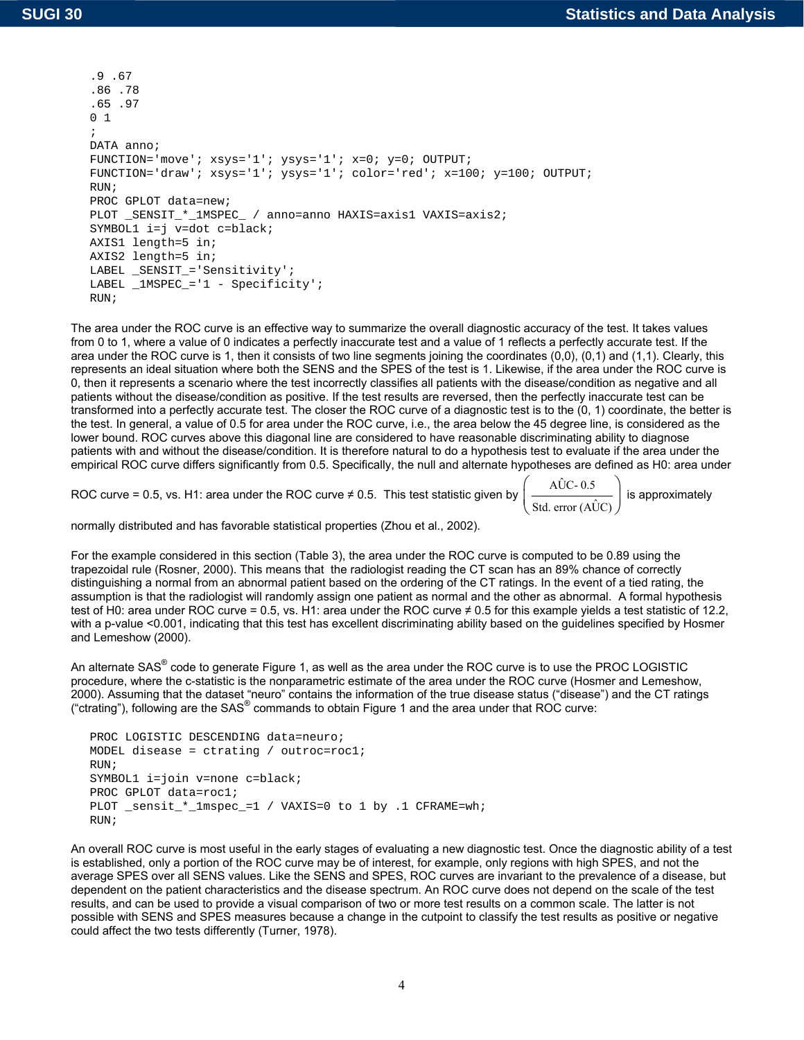```
.9 .67
.86 .78
.65 .97
0 1
;
DATA anno;
FUNCTION='move'; xsys='1'; ysys='1'; x=0; y=0; OUTPUT;
FUNCTION='draw'; xsys='1'; ysys='1'; color='red'; x=100; y=100; OUTPUT;
RUN;
PROC GPLOT data=new;
PLOT _SENSIT_*_1MSPEC_ / anno=anno HAXIS=axis1 VAXIS=axis2;
SYMBOL1 i=j v=dot c=black;
AXIS1 length=5 in;
AXIS2 length=5 in;
LABEL _SENSIT_='Sensitivity';
LABEL _1MSPEC_='1 - Specificity';
RUN;
```

The area under the ROC curve is an effective way to summarize the overall diagnostic accuracy of the test. It takes values from 0 to 1, where a value of 0 indicates a perfectly inaccurate test and a value of 1 reflects a perfectly accurate test. If the area under the ROC curve is 1, then it consists of two line segments joining the coordinates (0,0), (0,1) and (1,1). Clearly, this represents an ideal situation where both the SENS and the SPES of the test is 1. Likewise, if the area under the ROC curve is 0, then it represents a scenario where the test incorrectly classifies all patients with the disease/condition as negative and all patients without the disease/condition as positive. If the test results are reversed, then the perfectly inaccurate test can be transformed into a perfectly accurate test. The closer the ROC curve of a diagnostic test is to the (0, 1) coordinate, the better is the test. In general, a value of 0.5 for area under the ROC curve, i.e., the area below the 45 degree line, is considered as the lower bound. ROC curves above this diagonal line are considered to have reasonable discriminating ability to diagnose patients with and without the disease/condition. It is therefore natural to do a hypothesis test to evaluate if the area under the empirical ROC curve differs significantly from 0.5. Specifically, the null and alternate hypotheses are defined as H0: area under ROC curve = 0.5, vs. H1: area under the ROC curve ≠ 0.5. This test statistic given by $\left( \frac{\hat{AUC} - 0.5}{\text{Std. error } (\hat{AUC})} \right)$ is approximately normally distributed and has favorable statistical properties (Zhou et al., 2002).

For the example considered in this section (Table 3), the area under the ROC curve is computed to be 0.89 using the trapezoidal rule (Rosner, 2000). This means that the radiologist reading the CT scan has an 89% chance of correctly distinguishing a normal from an abnormal patient based on the ordering of the CT ratings. In the event of a tied rating, the assumption is that the radiologist will randomly assign one patient as normal and the other as abnormal. A formal hypothesis test of H0: area under ROC curve = 0.5, vs. H1: area under the ROC curve ≠ 0.5 for this example yields a test statistic of 12.2, with a p-value <0.001, indicating that this test has excellent discriminating ability based on the guidelines specified by Hosmer and Lemeshow (2000).

An alternate SAS® code to generate Figure 1, as well as the area under the ROC curve is to use the PROC LOGISTIC procedure, where the c-statistic is the nonparametric estimate of the area under the ROC curve (Hosmer and Lemeshow, 2000). Assuming that the dataset "neuro" contains the information of the true disease status ("disease") and the CT ratings ("ctrating"), following are the SAS® commands to obtain Figure 1 and the area under that ROC curve:

```
PROC LOGISTIC DESCENDING data=neuro;
MODEL disease = ctrating / outroc=roc1;
RUN;
SYMBOL1 i=join v=none c=black;
PROC GPLOT data=roc1;
PLOT _sensit_*_1mspec_=1 / VAXIS=0 to 1 by .1 CFRAME=wh;
RUN;
```

An overall ROC curve is most useful in the early stages of evaluating a new diagnostic test. Once the diagnostic ability of a test is established, only a portion of the ROC curve may be of interest, for example, only regions with high SPES, and not the average SPES over all SENS values. Like the SENS and SPES, ROC curves are invariant to the prevalence of a disease, but dependent on the patient characteristics and the disease spectrum. An ROC curve does not depend on the scale of the test results, and can be used to provide a visual comparison of two or more test results on a common scale. The latter is not possible with SENS and SPES measures because a change in the cutpoint to classify the test results as positive or negative could affect the two tests differently (Turner, 1978).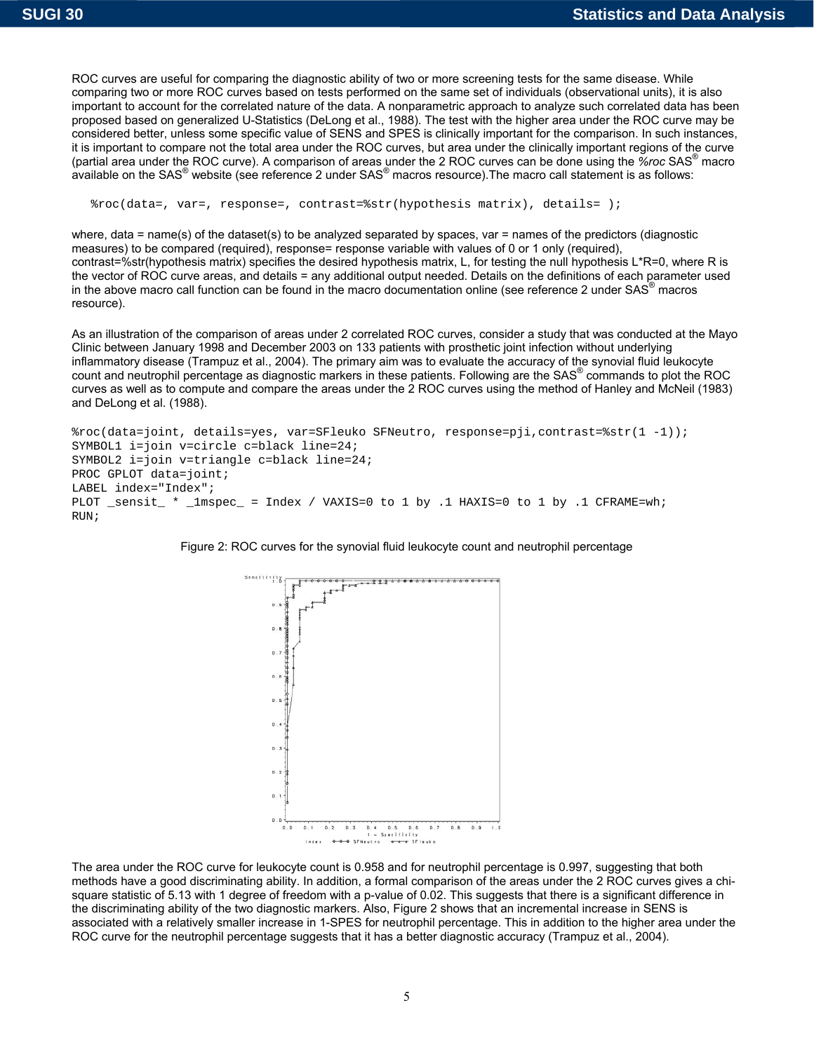ROC curves are useful for comparing the diagnostic ability of two or more screening tests for the same disease. While comparing two or more ROC curves based on tests performed on the same set of individuals (observational units), it is also important to account for the correlated nature of the data. A nonparametric approach to analyze such correlated data has been proposed based on generalized U-Statistics (DeLong et al., 1988). The test with the higher area under the ROC curve may be considered better, unless some specific value of SENS and SPES is clinically important for the comparison. In such instances, it is important to compare not the total area under the ROC curves, but area under the clinically important regions of the curve (partial area under the ROC curve). A comparison of areas under the 2 ROC curves can be done using the *%roc* SAS® macro available on the SAS® website (see reference 2 under SAS® macros resource).The macro call statement is as follows:

```
%roc(data=, var=, response=, contrast=%str(hypothesis matrix), details= );
```

where, data = name(s) of the dataset(s) to be analyzed separated by spaces, var = names of the predictors (diagnostic measures) to be compared (required), response= response variable with values of 0 or 1 only (required), contrast=%str(hypothesis matrix) specifies the desired hypothesis matrix, L, for testing the null hypothesis L*R=0, where R is the vector of ROC curve areas, and details = any additional output needed. Details on the definitions of each parameter used in the above macro call function can be found in the macro documentation online (see reference 2 under SAS® macros resource).

As an illustration of the comparison of areas under 2 correlated ROC curves, consider a study that was conducted at the Mayo Clinic between January 1998 and December 2003 on 133 patients with prosthetic joint infection without underlying inflammatory disease (Trampuz et al., 2004). The primary aim was to evaluate the accuracy of the synovial fluid leukocyte count and neutrophil percentage as diagnostic markers in these patients. Following are the SAS® commands to plot the ROC curves as well as to compute and compare the areas under the 2 ROC curves using the method of Hanley and McNeil (1983) and DeLong et al. (1988).

```
%roc(data=joint, details=yes, var=SFleuko SFNeutro, response=pji,contrast=%str(1 -1));
SYMBOL1 i=join v=circle c=black line=24;
SYMBOL2 i=join v=triangle c=black line=24;
PROC GPLOT data=joint;
LABEL index="Index";
PLOT _sensit_ * _1mspec_ = Index / VAXIS=0 to 1 by .1 HAXIS=0 to 1 by .1 CFRAME=wh;
RUN;
```

Figure 2: ROC curves for the synovial fluid leukocyte count and neutrophil percentage

The area under the ROC curve for leukocyte count is 0.958 and for neutrophil percentage is 0.997, suggesting that both methods have a good discriminating ability. In addition, a formal comparison of the areas under the 2 ROC curves gives a chi-square statistic of 5.13 with 1 degree of freedom with a p-value of 0.02. This suggests that there is a significant difference in the discriminating ability of the two diagnostic markers. Also, Figure 2 shows that an incremental increase in SENS is associated with a relatively smaller increase in 1-SPES for neutrophil percentage. This in addition to the higher area under the ROC curve for the neutrophil percentage suggests that it has a better diagnostic accuracy (Trampuz et al., 2004).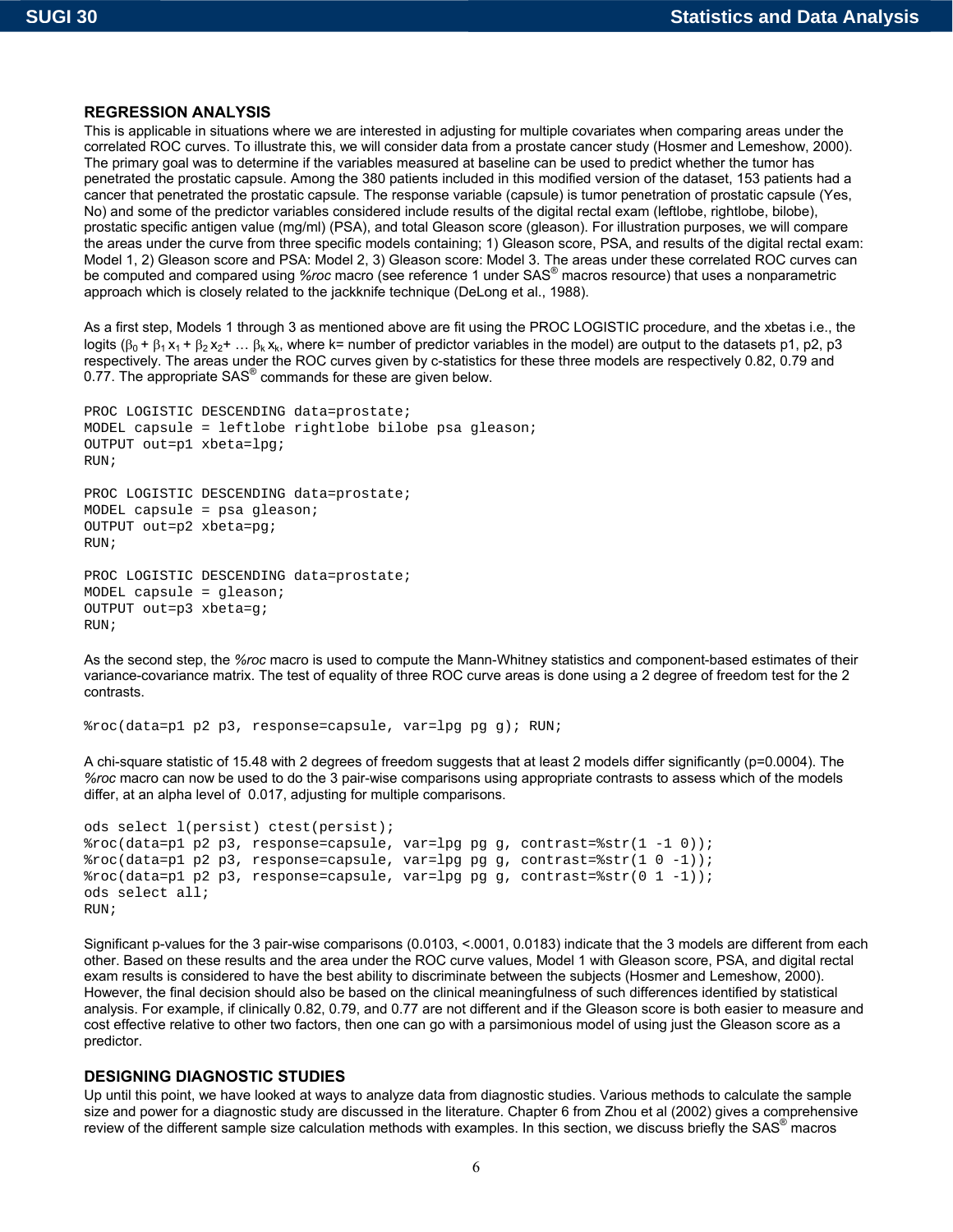## REGRESSION ANALYSIS

This is applicable in situations where we are interested in adjusting for multiple covariates when comparing areas under the correlated ROC curves. To illustrate this, we will consider data from a prostate cancer study (Hosmer and Lemeshow, 2000). The primary goal was to determine if the variables measured at baseline can be used to predict whether the tumor has penetrated the prostatic capsule. Among the 380 patients included in this modified version of the dataset, 153 patients had a cancer that penetrated the prostatic capsule. The response variable (capsule) is tumor penetration of prostatic capsule (Yes, No) and some of the predictor variables considered include results of the digital rectal exam (leftlobe, rightlobe, bilobe), prostatic specific antigen value (mg/ml) (PSA), and total Gleason score (gleason). For illustration purposes, we will compare the areas under the curve from three specific models containing; 1) Gleason score, PSA, and results of the digital rectal exam: Model 1, 2) Gleason score and PSA: Model 2, 3) Gleason score: Model 3. The areas under these correlated ROC curves can be computed and compared using *%roc* macro (see reference 1 under SAS® macros resource) that uses a nonparametric approach which is closely related to the jackknife technique (DeLong et al., 1988).

As a first step, Models 1 through 3 as mentioned above are fit using the PROC LOGISTIC procedure, and the xbetas i.e., the logits ($\beta_0 + \beta_1 x_1 + \beta_2 x_2 + \ldots \beta_k x_k$, where k= number of predictor variables in the model) are output to the datasets p1, p2, p3 respectively. The areas under the ROC curves given by c-statistics for these three models are respectively 0.82, 0.79 and 0.77. The appropriate SAS® commands for these are given below.

```
PROC LOGISTIC DESCENDING data=prostate;
MODEL capsule = leftlobe rightlobe bilobe psa gleason;
OUTPUT out=p1 xbeta=lpg;
RUN;

PROC LOGISTIC DESCENDING data=prostate;
MODEL capsule = psa gleason;
OUTPUT out=p2 xbeta=pg;
RUN;

PROC LOGISTIC DESCENDING data=prostate;
MODEL capsule = gleason;
OUTPUT out=p3 xbeta=g;
RUN;
```

As the second step, the *%roc* macro is used to compute the Mann-Whitney statistics and component-based estimates of their variance-covariance matrix. The test of equality of three ROC curve areas is done using a 2 degree of freedom test for the 2 contrasts.

```
%roc(data=p1 p2 p3, response=capsule, var=lpg pg g); RUN;
```

A chi-square statistic of 15.48 with 2 degrees of freedom suggests that at least 2 models differ significantly (p=0.0004). The *%roc* macro can now be used to do the 3 pair-wise comparisons using appropriate contrasts to assess which of the models differ, at an alpha level of 0.017, adjusting for multiple comparisons.

```
ods select l(persist) ctest(persist);
%roc(data=p1 p2 p3, response=capsule, var=lpg pg g, contrast=%str(1 -1 0));
%roc(data=p1 p2 p3, response=capsule, var=lpg pg g, contrast=%str(1 0 -1));
%roc(data=p1 p2 p3, response=capsule, var=lpg pg g, contrast=%str(0 1 -1));
ods select all;
RUN;
```

Significant p-values for the 3 pair-wise comparisons (0.0103, <.0001, 0.0183) indicate that the 3 models are different from each other. Based on these results and the area under the ROC curve values, Model 1 with Gleason score, PSA, and digital rectal exam results is considered to have the best ability to discriminate between the subjects (Hosmer and Lemeshow, 2000). However, the final decision should also be based on the clinical meaningfulness of such differences identified by statistical analysis. For example, if clinically 0.82, 0.79, and 0.77 are not different and if the Gleason score is both easier to measure and cost effective relative to other two factors, then one can go with a parsimonious model of using just the Gleason score as a predictor.

## DESIGNING DIAGNOSTIC STUDIES

Up until this point, we have looked at ways to analyze data from diagnostic studies. Various methods to calculate the sample size and power for a diagnostic study are discussed in the literature. Chapter 6 from Zhou et al (2002) gives a comprehensive review of the different sample size calculation methods with examples. In this section, we discuss briefly the SAS® macros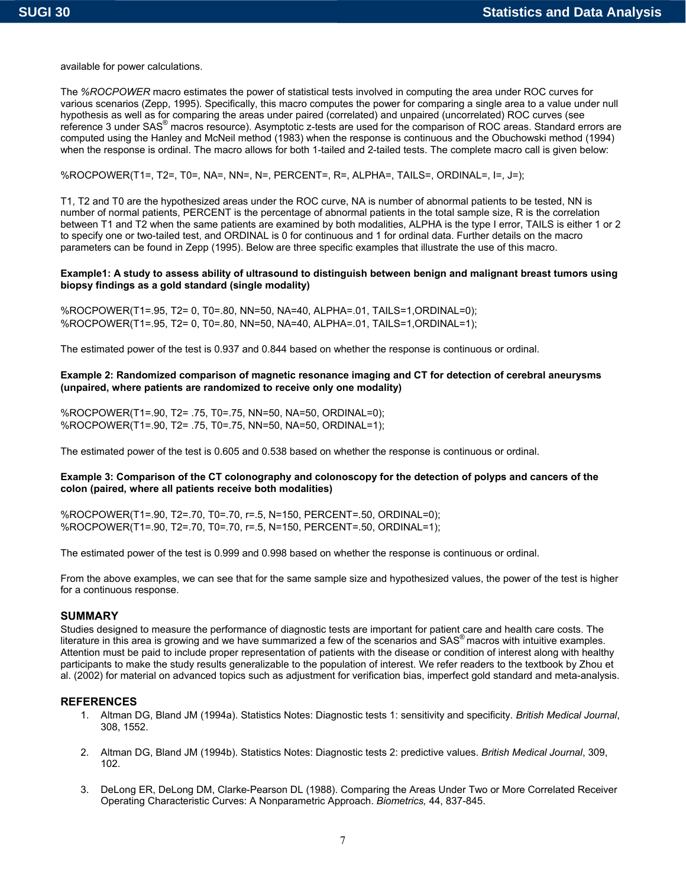available for power calculations.

The *%ROCPOWER* macro estimates the power of statistical tests involved in computing the area under ROC curves for various scenarios (Zepp, 1995). Specifically, this macro computes the power for comparing a single area to a value under null hypothesis as well as for comparing the areas under paired (correlated) and unpaired (uncorrelated) ROC curves (see reference 3 under SAS® macros resource). Asymptotic z-tests are used for the comparison of ROC areas. Standard errors are computed using the Hanley and McNeil method (1983) when the response is continuous and the Obuchowski method (1994) when the response is ordinal. The macro allows for both 1-tailed and 2-tailed tests. The complete macro call is given below:

```
%ROCPOWER(T1=, T2=, T0=, NA=, NN=, N=, PERCENT=, R=, ALPHA=, TAILS=, ORDINAL=, I=, J=);
```

T1, T2 and T0 are the hypothesized areas under the ROC curve, NA is number of abnormal patients to be tested, NN is number of normal patients, PERCENT is the percentage of abnormal patients in the total sample size, R is the correlation between T1 and T2 when the same patients are examined by both modalities, ALPHA is the type I error, TAILS is either 1 or 2 to specify one or two-tailed test, and ORDINAL is 0 for continuous and 1 for ordinal data. Further details on the macro parameters can be found in Zepp (1995). Below are three specific examples that illustrate the use of this macro.

**Example1: A study to assess ability of ultrasound to distinguish between benign and malignant breast tumors using biopsy findings as a gold standard (single modality)**

```
%ROCPOWER(T1=.95, T2= 0, T0=.80, NN=50, NA=40, ALPHA=.01, TAILS=1,ORDINAL=0);
%ROCPOWER(T1=.95, T2= 0, T0=.80, NN=50, NA=40, ALPHA=.01, TAILS=1,ORDINAL=1);
```

The estimated power of the test is 0.937 and 0.844 based on whether the response is continuous or ordinal.

**Example 2: Randomized comparison of magnetic resonance imaging and CT for detection of cerebral aneurysms (unpaired, where patients are randomized to receive only one modality)**

```
%ROCPOWER(T1=.90, T2= .75, T0=.75, NN=50, NA=50, ORDINAL=0);
%ROCPOWER(T1=.90, T2= .75, T0=.75, NN=50, NA=50, ORDINAL=1);
```

The estimated power of the test is 0.605 and 0.538 based on whether the response is continuous or ordinal.

**Example 3: Comparison of the CT colonography and colonoscopy for the detection of polyps and cancers of the colon (paired, where all patients receive both modalities)**

```
%ROCPOWER(T1=.90, T2=.70, T0=.70, r=.5, N=150, PERCENT=.50, ORDINAL=0);
%ROCPOWER(T1=.90, T2=.70, T0=.70, r=.5, N=150, PERCENT=.50, ORDINAL=1);
```

The estimated power of the test is 0.999 and 0.998 based on whether the response is continuous or ordinal.

From the above examples, we can see that for the same sample size and hypothesized values, the power of the test is higher for a continuous response.

## SUMMARY

Studies designed to measure the performance of diagnostic tests are important for patient care and health care costs. The literature in this area is growing and we have summarized a few of the scenarios and SAS® macros with intuitive examples. Attention must be paid to include proper representation of patients with the disease or condition of interest along with healthy participants to make the study results generalizable to the population of interest. We refer readers to the textbook by Zhou et al. (2002) for material on advanced topics such as adjustment for verification bias, imperfect gold standard and meta-analysis.

## REFERENCES

1. Altman DG, Bland JM (1994a). Statistics Notes: Diagnostic tests 1: sensitivity and specificity. *British Medical Journal*, 308, 1552.
2. Altman DG, Bland JM (1994b). Statistics Notes: Diagnostic tests 2: predictive values. *British Medical Journal*, 309, 102.
3. DeLong ER, DeLong DM, Clarke-Pearson DL (1988). Comparing the Areas Under Two or More Correlated Receiver Operating Characteristic Curves: A Nonparametric Approach. *Biometrics,* 44, 837-845.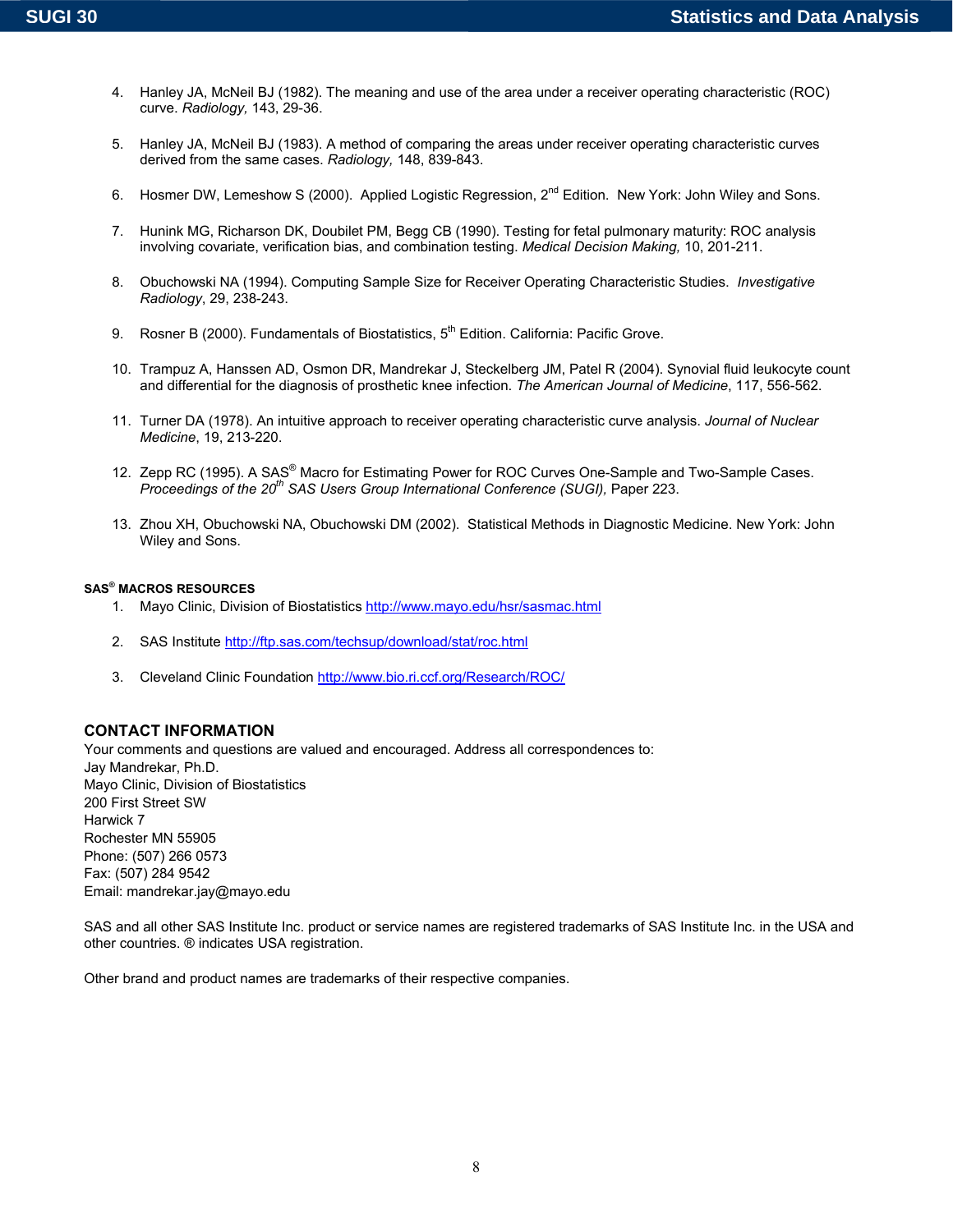4. Hanley JA, McNeil BJ (1982). The meaning and use of the area under a receiver operating characteristic (ROC) curve. *Radiology,* 143, 29-36.

5. Hanley JA, McNeil BJ (1983). A method of comparing the areas under receiver operating characteristic curves derived from the same cases. *Radiology,* 148, 839-843.

6. Hosmer DW, Lemeshow S (2000). Applied Logistic Regression, 2nd Edition. New York: John Wiley and Sons.

7. Hunink MG, Richarson DK, Doubilet PM, Begg CB (1990). Testing for fetal pulmonary maturity: ROC analysis involving covariate, verification bias, and combination testing. *Medical Decision Making,* 10, 201-211.

8. Obuchowski NA (1994). Computing Sample Size for Receiver Operating Characteristic Studies. *Investigative Radiology*, 29, 238-243.

9. Rosner B (2000). Fundamentals of Biostatistics, 5th Edition. California: Pacific Grove.

10. Trampuz A, Hanssen AD, Osmon DR, Mandrekar J, Steckelberg JM, Patel R (2004). Synovial fluid leukocyte count and differential for the diagnosis of prosthetic knee infection. *The American Journal of Medicine*, 117, 556-562.

11. Turner DA (1978). An intuitive approach to receiver operating characteristic curve analysis. *Journal of Nuclear Medicine*, 19, 213-220.

12. Zepp RC (1995). A SAS® Macro for Estimating Power for ROC Curves One-Sample and Two-Sample Cases. *Proceedings of the 20th SAS Users Group International Conference (SUGI),* Paper 223.

13. Zhou XH, Obuchowski NA, Obuchowski DM (2002). Statistical Methods in Diagnostic Medicine. New York: John Wiley and Sons.

**SAS® MACROS RESOURCES**

1. Mayo Clinic, Division of Biostatistics http://www.mayo.edu/hsr/sasmac.html

2. SAS Institute http://ftp.sas.com/techsup/download/stat/roc.html

3. Cleveland Clinic Foundation http://www.bio.ri.ccf.org/Research/ROC/

## CONTACT INFORMATION

Your comments and questions are valued and encouraged. Address all correspondences to:
Jay Mandrekar, Ph.D.
Mayo Clinic, Division of Biostatistics
200 First Street SW
Harwick 7
Rochester MN 55905
Phone: (507) 266 0573
Fax: (507) 284 9542
Email: mandrekar.jay@mayo.edu

SAS and all other SAS Institute Inc. product or service names are registered trademarks of SAS Institute Inc. in the USA and other countries. ® indicates USA registration.

Other brand and product names are trademarks of their respective companies.